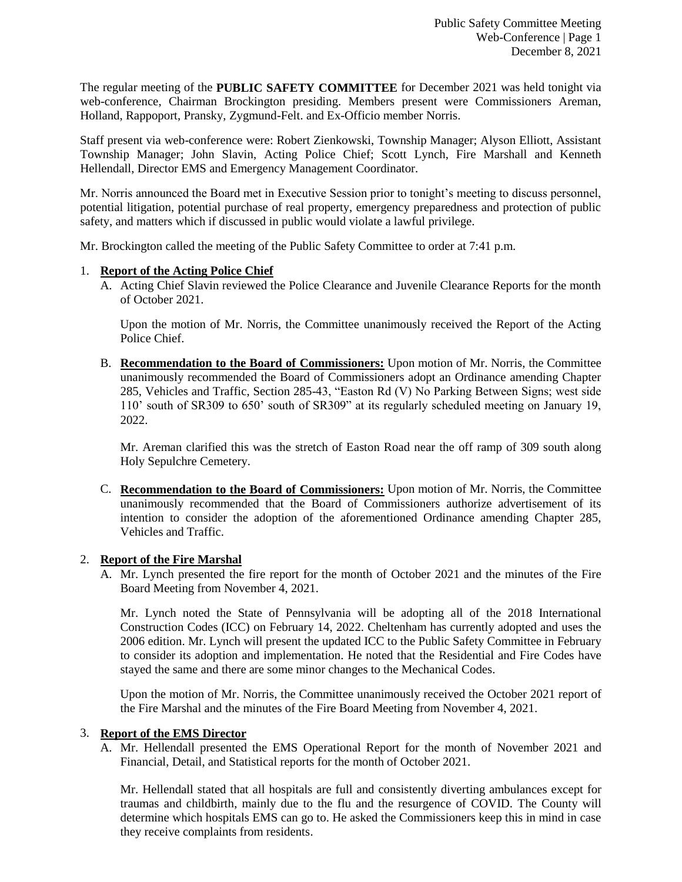The regular meeting of the **PUBLIC SAFETY COMMITTEE** for December 2021 was held tonight via web-conference, Chairman Brockington presiding. Members present were Commissioners Areman, Holland, Rappoport, Pransky, Zygmund-Felt. and Ex-Officio member Norris.

Staff present via web-conference were: Robert Zienkowski, Township Manager; Alyson Elliott, Assistant Township Manager; John Slavin, Acting Police Chief; Scott Lynch, Fire Marshall and Kenneth Hellendall, Director EMS and Emergency Management Coordinator.

Mr. Norris announced the Board met in Executive Session prior to tonight's meeting to discuss personnel, potential litigation, potential purchase of real property, emergency preparedness and protection of public safety, and matters which if discussed in public would violate a lawful privilege.

Mr. Brockington called the meeting of the Public Safety Committee to order at 7:41 p.m.

1. **Report of the Acting Police Chief**
   A. Acting Chief Slavin reviewed the Police Clearance and Juvenile Clearance Reports for the month of October 2021.

      Upon the motion of Mr. Norris, the Committee unanimously received the Report of the Acting Police Chief.

   B. **Recommendation to the Board of Commissioners:** Upon motion of Mr. Norris, the Committee unanimously recommended the Board of Commissioners adopt an Ordinance amending Chapter 285, Vehicles and Traffic, Section 285-43, "Easton Rd (V) No Parking Between Signs; west side 110' south of SR309 to 650' south of SR309" at its regularly scheduled meeting on January 19, 2022.

      Mr. Areman clarified this was the stretch of Easton Road near the off ramp of 309 south along Holy Sepulchre Cemetery.

   C. **Recommendation to the Board of Commissioners:** Upon motion of Mr. Norris, the Committee unanimously recommended that the Board of Commissioners authorize advertisement of its intention to consider the adoption of the aforementioned Ordinance amending Chapter 285, Vehicles and Traffic.

2. **Report of the Fire Marshal**
   A. Mr. Lynch presented the fire report for the month of October 2021 and the minutes of the Fire Board Meeting from November 4, 2021.

      Mr. Lynch noted the State of Pennsylvania will be adopting all of the 2018 International Construction Codes (ICC) on February 14, 2022. Cheltenham has currently adopted and uses the 2006 edition. Mr. Lynch will present the updated ICC to the Public Safety Committee in February to consider its adoption and implementation. He noted that the Residential and Fire Codes have stayed the same and there are some minor changes to the Mechanical Codes.

      Upon the motion of Mr. Norris, the Committee unanimously received the October 2021 report of the Fire Marshal and the minutes of the Fire Board Meeting from November 4, 2021.

3. **Report of the EMS Director**
   A. Mr. Hellendall presented the EMS Operational Report for the month of November 2021 and Financial, Detail, and Statistical reports for the month of October 2021.

      Mr. Hellendall stated that all hospitals are full and consistently diverting ambulances except for traumas and childbirth, mainly due to the flu and the resurgence of COVID. The County will determine which hospitals EMS can go to. He asked the Commissioners keep this in mind in case they receive complaints from residents.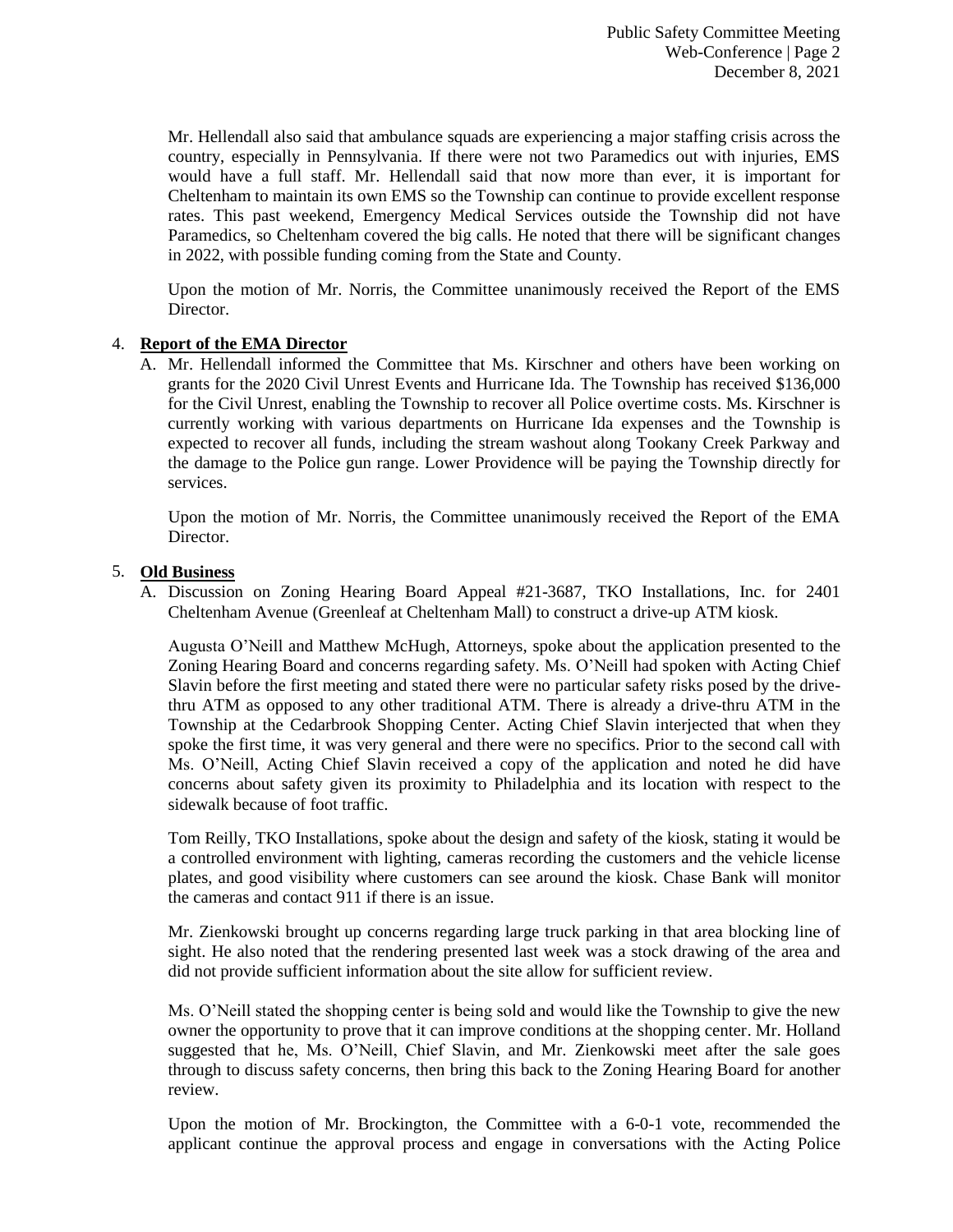Mr. Hellendall also said that ambulance squads are experiencing a major staffing crisis across the country, especially in Pennsylvania. If there were not two Paramedics out with injuries, EMS would have a full staff. Mr. Hellendall said that now more than ever, it is important for Cheltenham to maintain its own EMS so the Township can continue to provide excellent response rates. This past weekend, Emergency Medical Services outside the Township did not have Paramedics, so Cheltenham covered the big calls. He noted that there will be significant changes in 2022, with possible funding coming from the State and County.

Upon the motion of Mr. Norris, the Committee unanimously received the Report of the EMS Director.

4. **Report of the EMA Director**

   A. Mr. Hellendall informed the Committee that Ms. Kirschner and others have been working on grants for the 2020 Civil Unrest Events and Hurricane Ida. The Township has received $136,000 for the Civil Unrest, enabling the Township to recover all Police overtime costs. Ms. Kirschner is currently working with various departments on Hurricane Ida expenses and the Township is expected to recover all funds, including the stream washout along Tookany Creek Parkway and the damage to the Police gun range. Lower Providence will be paying the Township directly for services.

   Upon the motion of Mr. Norris, the Committee unanimously received the Report of the EMA Director.

5. **Old Business**

   A. Discussion on Zoning Hearing Board Appeal #21-3687, TKO Installations, Inc. for 2401 Cheltenham Avenue (Greenleaf at Cheltenham Mall) to construct a drive-up ATM kiosk.

   Augusta O'Neill and Matthew McHugh, Attorneys, spoke about the application presented to the Zoning Hearing Board and concerns regarding safety. Ms. O'Neill had spoken with Acting Chief Slavin before the first meeting and stated there were no particular safety risks posed by the drive-thru ATM as opposed to any other traditional ATM. There is already a drive-thru ATM in the Township at the Cedarbrook Shopping Center. Acting Chief Slavin interjected that when they spoke the first time, it was very general and there were no specifics. Prior to the second call with Ms. O'Neill, Acting Chief Slavin received a copy of the application and noted he did have concerns about safety given its proximity to Philadelphia and its location with respect to the sidewalk because of foot traffic.

   Tom Reilly, TKO Installations, spoke about the design and safety of the kiosk, stating it would be a controlled environment with lighting, cameras recording the customers and the vehicle license plates, and good visibility where customers can see around the kiosk. Chase Bank will monitor the cameras and contact 911 if there is an issue.

   Mr. Zienkowski brought up concerns regarding large truck parking in that area blocking line of sight. He also noted that the rendering presented last week was a stock drawing of the area and did not provide sufficient information about the site allow for sufficient review.

   Ms. O'Neill stated the shopping center is being sold and would like the Township to give the new owner the opportunity to prove that it can improve conditions at the shopping center. Mr. Holland suggested that he, Ms. O'Neill, Chief Slavin, and Mr. Zienkowski meet after the sale goes through to discuss safety concerns, then bring this back to the Zoning Hearing Board for another review.

   Upon the motion of Mr. Brockington, the Committee with a 6-0-1 vote, recommended the applicant continue the approval process and engage in conversations with the Acting Police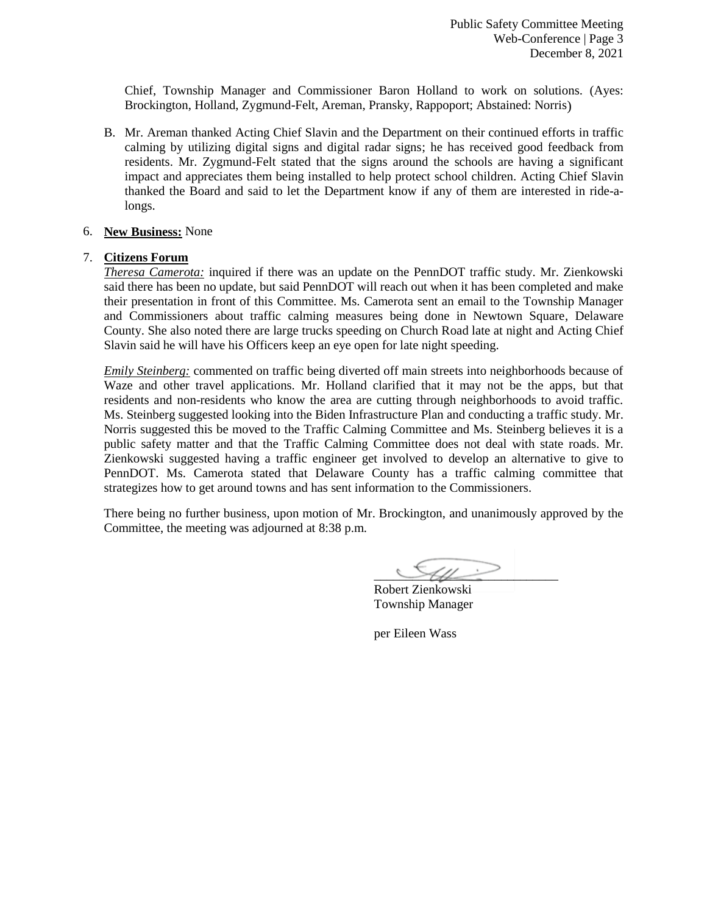Chief, Township Manager and Commissioner Baron Holland to work on solutions. (Ayes: Brockington, Holland, Zygmund-Felt, Areman, Pransky, Rappoport; Abstained: Norris)

B. Mr. Areman thanked Acting Chief Slavin and the Department on their continued efforts in traffic calming by utilizing digital signs and digital radar signs; he has received good feedback from residents. Mr. Zygmund-Felt stated that the signs around the schools are having a significant impact and appreciates them being installed to help protect school children. Acting Chief Slavin thanked the Board and said to let the Department know if any of them are interested in ride-a-longs.

6. **New Business:** None

7. **Citizens Forum**

*Theresa Camerota:* inquired if there was an update on the PennDOT traffic study. Mr. Zienkowski said there has been no update, but said PennDOT will reach out when it has been completed and make their presentation in front of this Committee. Ms. Camerota sent an email to the Township Manager and Commissioners about traffic calming measures being done in Newtown Square, Delaware County. She also noted there are large trucks speeding on Church Road late at night and Acting Chief Slavin said he will have his Officers keep an eye open for late night speeding.

*Emily Steinberg:* commented on traffic being diverted off main streets into neighborhoods because of Waze and other travel applications. Mr. Holland clarified that it may not be the apps, but that residents and non-residents who know the area are cutting through neighborhoods to avoid traffic. Ms. Steinberg suggested looking into the Biden Infrastructure Plan and conducting a traffic study. Mr. Norris suggested this be moved to the Traffic Calming Committee and Ms. Steinberg believes it is a public safety matter and that the Traffic Calming Committee does not deal with state roads. Mr. Zienkowski suggested having a traffic engineer get involved to develop an alternative to give to PennDOT. Ms. Camerota stated that Delaware County has a traffic calming committee that strategizes how to get around towns and has sent information to the Commissioners.

There being no further business, upon motion of Mr. Brockington, and unanimously approved by the Committee, the meeting was adjourned at 8:38 p.m.

Robert Zienkowski
Township Manager

per Eileen Wass